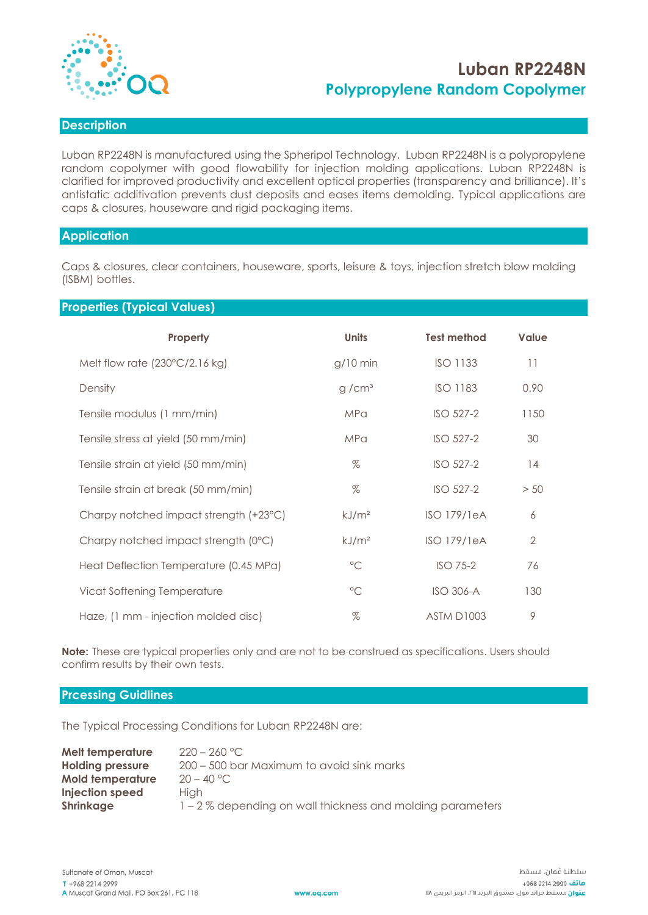# Luban RP2248N

## Polypropylene Random Copolymer

## Description

Luban RP2248N is manufactured using the Spheripol Technology. Luban RP2248N is a polypropylene random copolymer with good flowability for injection molding applications. Luban RP2248N is clarified for improved productivity and excellent optical properties (transparency and brilliance). It's antistatic additivation prevents dust deposits and eases items demolding. Typical applications are caps & closures, houseware and rigid packaging items.

## Application

Caps & closures, clear containers, houseware, sports, leisure & toys, injection stretch blow molding (ISBM) bottles.

## Properties (Typical Values)

| Property | Units | Test method | Value |
|---|---|---|---|
| Melt flow rate (230°C/2.16 kg) | g/10 min | ISO 1133 | 11 |
| Density | g /cm³ | ISO 1183 | 0.90 |
| Tensile modulus (1 mm/min) | MPa | ISO 527-2 | 1150 |
| Tensile stress at yield (50 mm/min) | MPa | ISO 527-2 | 30 |
| Tensile strain at yield (50 mm/min) | % | ISO 527-2 | 14 |
| Tensile strain at break (50 mm/min) | % | ISO 527-2 | > 50 |
| Charpy notched impact strength (+23°C) | kJ/m² | ISO 179/1eA | 6 |
| Charpy notched impact strength (0°C) | kJ/m² | ISO 179/1eA | 2 |
| Heat Deflection Temperature (0.45 MPa) | °C | ISO 75-2 | 76 |
| Vicat Softening Temperature | °C | ISO 306-A | 130 |
| Haze, (1 mm - injection molded disc) | % | ASTM D1003 | 9 |

**Note:** These are typical properties only and are not to be construed as specifications. Users should confirm results by their own tests.

## Prcessing Guidlines

The Typical Processing Conditions for Luban RP2248N are:

**Melt temperature** 220 – 260 °C
**Holding pressure** 200 – 500 bar Maximum to avoid sink marks
**Mold temperature** 20 – 40 °C
**Injection speed** High
**Shrinkage** 1 – 2 % depending on wall thickness and molding parameters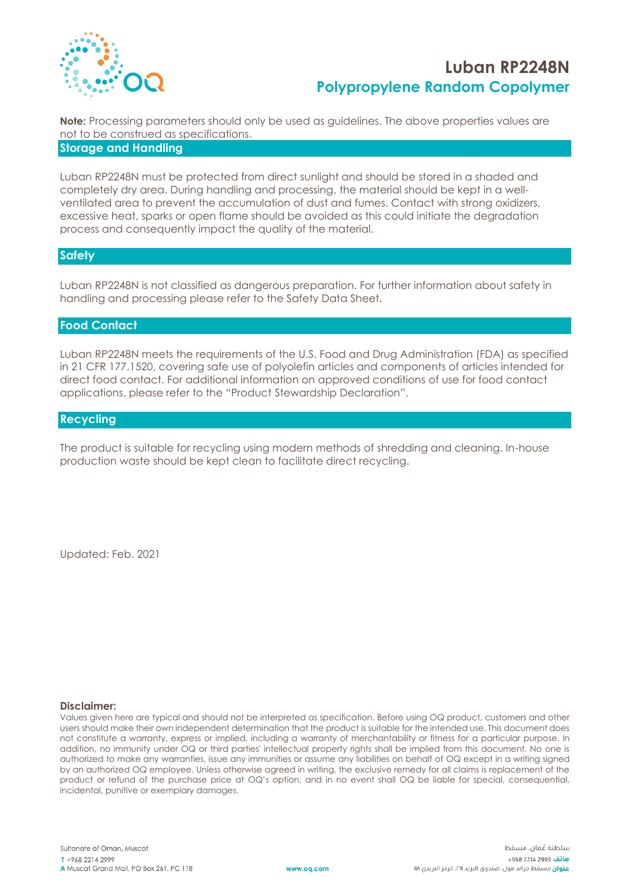**Note:** Processing parameters should only be used as guidelines. The above properties values are not to be construed as specifications.

## Storage and Handling

Luban RP2248N must be protected from direct sunlight and should be stored in a shaded and completely dry area. During handling and processing, the material should be kept in a well-ventilated area to prevent the accumulation of dust and fumes. Contact with strong oxidizers, excessive heat, sparks or open flame should be avoided as this could initiate the degradation process and consequently impact the quality of the material.

## Safety

Luban RP2248N is not classified as dangerous preparation. For further information about safety in handling and processing please refer to the Safety Data Sheet.

## Food Contact

Luban RP2248N meets the requirements of the U.S. Food and Drug Administration (FDA) as specified in 21 CFR 177.1520, covering safe use of polyolefin articles and components of articles intended for direct food contact. For additional information on approved conditions of use for food contact applications, please refer to the "Product Stewardship Declaration".

## Recycling

The product is suitable for recycling using modern methods of shredding and cleaning. In-house production waste should be kept clean to facilitate direct recycling.

Updated: Feb. 2021

**Disclaimer:**

Values given here are typical and should not be interpreted as specification. Before using OQ product, customers and other users should make their own independent determination that the product is suitable for the intended use. This document does not constitute a warranty, express or implied, including a warranty of merchantability or fitness for a particular purpose. In addition, no immunity under OQ or third parties' intellectual property rights shall be implied from this document. No one is authorized to make any warranties, issue any immunities or assume any liabilities on behalf of OQ except in a writing signed by an authorized OQ employee. Unless otherwise agreed in writing, the exclusive remedy for all claims is replacement of the product or refund of the purchase price at OQ's option, and in no event shall OQ be liable for special, consequential, incidental, punitive or exemplary damages.